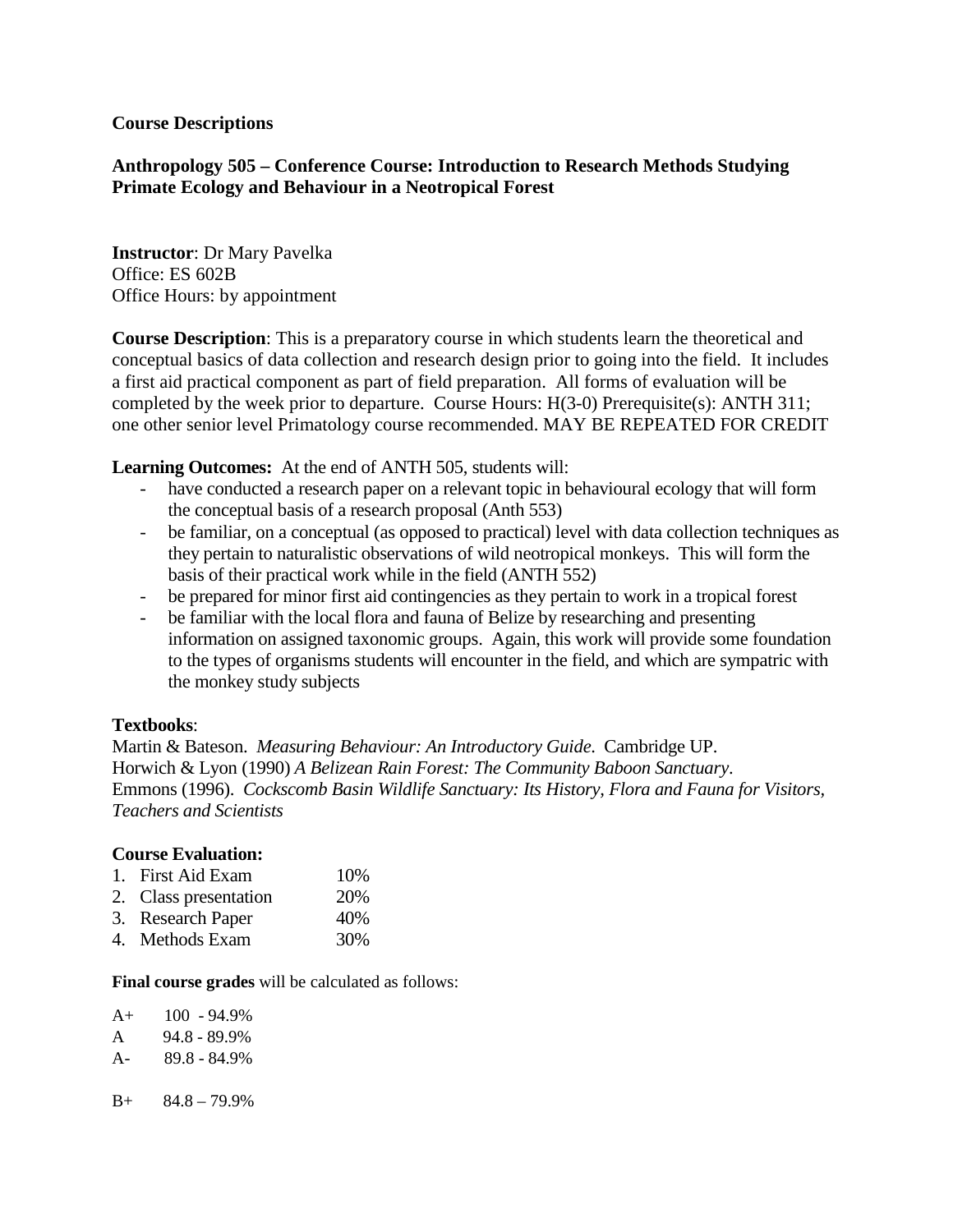## Course Descriptions

### Anthropology 505 – Conference Course: Introduction to Research Methods Studying Primate Ecology and Behaviour in a Neotropical Forest

**Instructor**: Dr Mary Pavelka
Office: ES 602B
Office Hours: by appointment

**Course Description**: This is a preparatory course in which students learn the theoretical and conceptual basics of data collection and research design prior to going into the field. It includes a first aid practical component as part of field preparation. All forms of evaluation will be completed by the week prior to departure. Course Hours: H(3-0) Prerequisite(s): ANTH 311; one other senior level Primatology course recommended. MAY BE REPEATED FOR CREDIT

**Learning Outcomes:** At the end of ANTH 505, students will:

- have conducted a research paper on a relevant topic in behavioural ecology that will form the conceptual basis of a research proposal (Anth 553)
- be familiar, on a conceptual (as opposed to practical) level with data collection techniques as they pertain to naturalistic observations of wild neotropical monkeys. This will form the basis of their practical work while in the field (ANTH 552)
- be prepared for minor first aid contingencies as they pertain to work in a tropical forest
- be familiar with the local flora and fauna of Belize by researching and presenting information on assigned taxonomic groups. Again, this work will provide some foundation to the types of organisms students will encounter in the field, and which are sympatric with the monkey study subjects

**Textbooks**:

Martin & Bateson. *Measuring Behaviour: An Introductory Guide*. Cambridge UP.
Horwich & Lyon (1990) *A Belizean Rain Forest: The Community Baboon Sanctuary*.
Emmons (1996). *Cockscomb Basin Wildlife Sanctuary: Its History, Flora and Fauna for Visitors, Teachers and Scientists*

**Course Evaluation:**

1. First Aid Exam 10%
2. Class presentation 20%
3. Research Paper 40%
4. Methods Exam 30%

**Final course grades** will be calculated as follows:

A+ 100 - 94.9%
A 94.8 - 89.9%
A- 89.8 - 84.9%

B+ 84.8 – 79.9%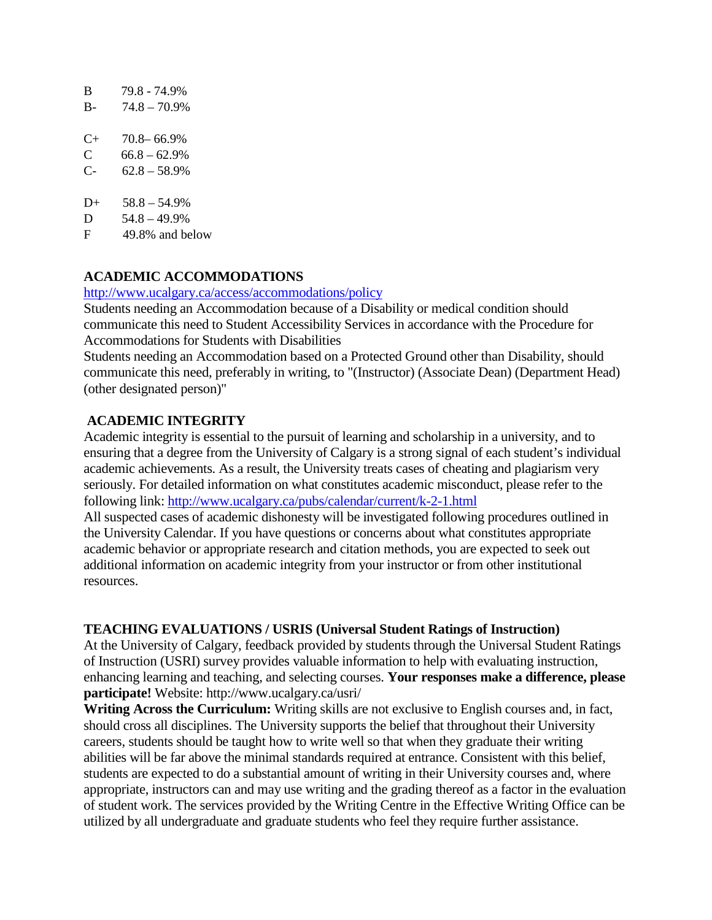| | |
|---|---|
| B | 79.8 - 74.9% |
| B- | 74.8 – 70.9% |
| C+ | 70.8– 66.9% |
| C | 66.8 – 62.9% |
| C- | 62.8 – 58.9% |
| D+ | 58.8 – 54.9% |
| D | 54.8 – 49.9% |
| F | 49.8% and below |

## ACADEMIC ACCOMMODATIONS

http://www.ucalgary.ca/access/accommodations/policy

Students needing an Accommodation because of a Disability or medical condition should communicate this need to Student Accessibility Services in accordance with the Procedure for Accommodations for Students with Disabilities

Students needing an Accommodation based on a Protected Ground other than Disability, should communicate this need, preferably in writing, to "(Instructor) (Associate Dean) (Department Head) (other designated person)"

## ACADEMIC INTEGRITY

Academic integrity is essential to the pursuit of learning and scholarship in a university, and to ensuring that a degree from the University of Calgary is a strong signal of each student's individual academic achievements. As a result, the University treats cases of cheating and plagiarism very seriously. For detailed information on what constitutes academic misconduct, please refer to the following link: http://www.ucalgary.ca/pubs/calendar/current/k-2-1.html

All suspected cases of academic dishonesty will be investigated following procedures outlined in the University Calendar. If you have questions or concerns about what constitutes appropriate academic behavior or appropriate research and citation methods, you are expected to seek out additional information on academic integrity from your instructor or from other institutional resources.

## TEACHING EVALUATIONS / USRIS (Universal Student Ratings of Instruction)

At the University of Calgary, feedback provided by students through the Universal Student Ratings of Instruction (USRI) survey provides valuable information to help with evaluating instruction, enhancing learning and teaching, and selecting courses. **Your responses make a difference, please participate!** Website: http://www.ucalgary.ca/usri/

**Writing Across the Curriculum:** Writing skills are not exclusive to English courses and, in fact, should cross all disciplines. The University supports the belief that throughout their University careers, students should be taught how to write well so that when they graduate their writing abilities will be far above the minimal standards required at entrance. Consistent with this belief, students are expected to do a substantial amount of writing in their University courses and, where appropriate, instructors can and may use writing and the grading thereof as a factor in the evaluation of student work. The services provided by the Writing Centre in the Effective Writing Office can be utilized by all undergraduate and graduate students who feel they require further assistance.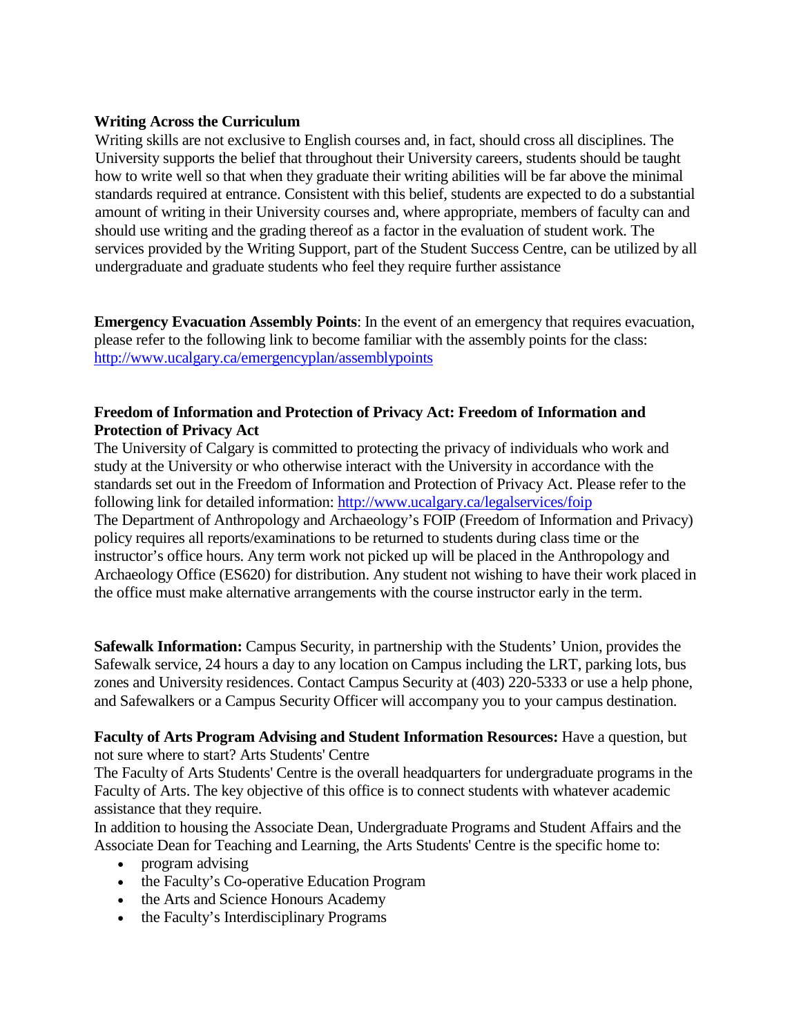**Writing Across the Curriculum**

Writing skills are not exclusive to English courses and, in fact, should cross all disciplines. The University supports the belief that throughout their University careers, students should be taught how to write well so that when they graduate their writing abilities will be far above the minimal standards required at entrance. Consistent with this belief, students are expected to do a substantial amount of writing in their University courses and, where appropriate, members of faculty can and should use writing and the grading thereof as a factor in the evaluation of student work. The services provided by the Writing Support, part of the Student Success Centre, can be utilized by all undergraduate and graduate students who feel they require further assistance

**Emergency Evacuation Assembly Points**: In the event of an emergency that requires evacuation, please refer to the following link to become familiar with the assembly points for the class: http://www.ucalgary.ca/emergencyplan/assemblypoints

**Freedom of Information and Protection of Privacy Act: Freedom of Information and Protection of Privacy Act**

The University of Calgary is committed to protecting the privacy of individuals who work and study at the University or who otherwise interact with the University in accordance with the standards set out in the Freedom of Information and Protection of Privacy Act. Please refer to the following link for detailed information: http://www.ucalgary.ca/legalservices/foip

The Department of Anthropology and Archaeology's FOIP (Freedom of Information and Privacy) policy requires all reports/examinations to be returned to students during class time or the instructor's office hours. Any term work not picked up will be placed in the Anthropology and Archaeology Office (ES620) for distribution. Any student not wishing to have their work placed in the office must make alternative arrangements with the course instructor early in the term.

**Safewalk Information:** Campus Security, in partnership with the Students' Union, provides the Safewalk service, 24 hours a day to any location on Campus including the LRT, parking lots, bus zones and University residences. Contact Campus Security at (403) 220-5333 or use a help phone, and Safewalkers or a Campus Security Officer will accompany you to your campus destination.

**Faculty of Arts Program Advising and Student Information Resources:** Have a question, but not sure where to start? Arts Students' Centre

The Faculty of Arts Students' Centre is the overall headquarters for undergraduate programs in the Faculty of Arts. The key objective of this office is to connect students with whatever academic assistance that they require.

In addition to housing the Associate Dean, Undergraduate Programs and Student Affairs and the Associate Dean for Teaching and Learning, the Arts Students' Centre is the specific home to:

- program advising
- the Faculty's Co-operative Education Program
- the Arts and Science Honours Academy
- the Faculty's Interdisciplinary Programs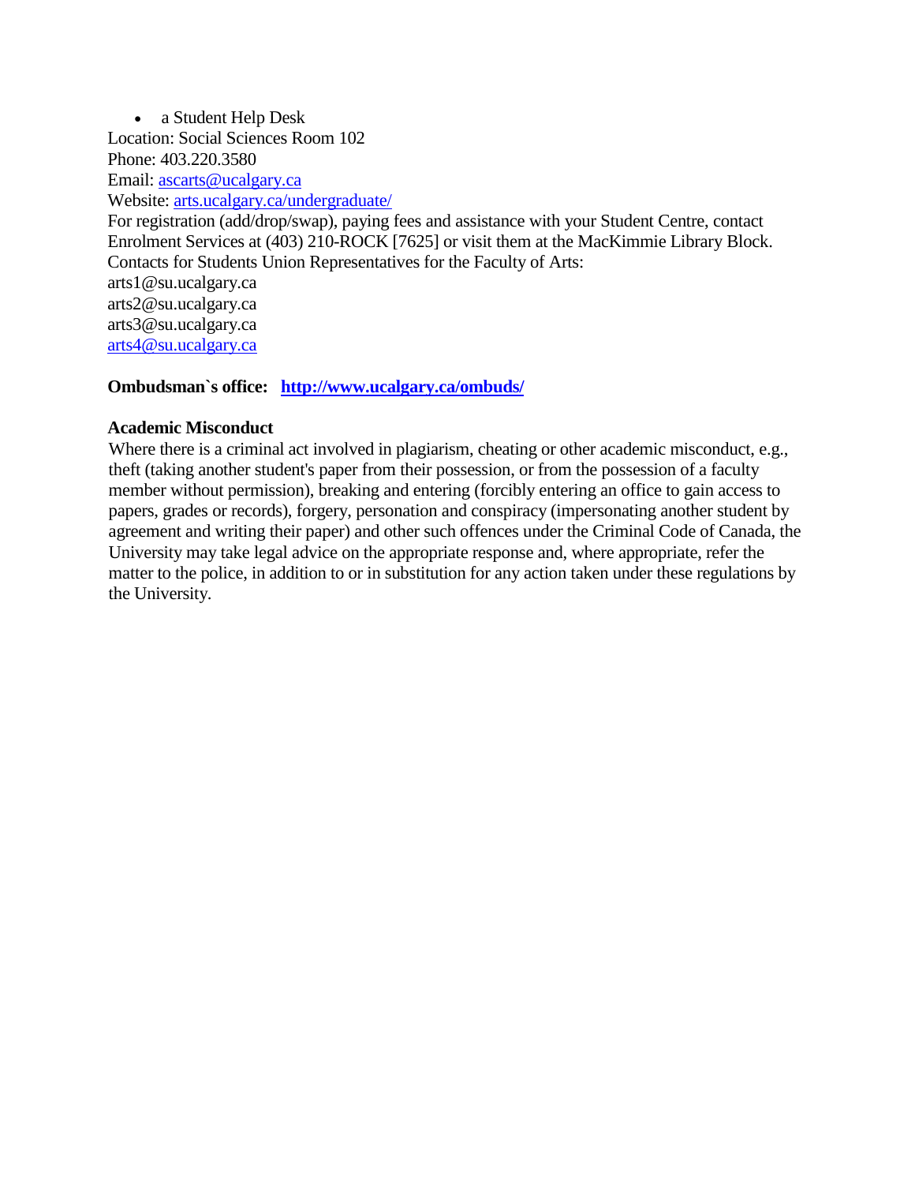- a Student Help Desk

Location: Social Sciences Room 102
Phone: 403.220.3580
Email: ascarts@ucalgary.ca
Website: arts.ucalgary.ca/undergraduate/
For registration (add/drop/swap), paying fees and assistance with your Student Centre, contact Enrolment Services at (403) 210-ROCK [7625] or visit them at the MacKimmie Library Block.
Contacts for Students Union Representatives for the Faculty of Arts:
arts1@su.ucalgary.ca
arts2@su.ucalgary.ca
arts3@su.ucalgary.ca
arts4@su.ucalgary.ca

**Ombudsman`s office: http://www.ucalgary.ca/ombuds/**

**Academic Misconduct**

Where there is a criminal act involved in plagiarism, cheating or other academic misconduct, e.g., theft (taking another student's paper from their possession, or from the possession of a faculty member without permission), breaking and entering (forcibly entering an office to gain access to papers, grades or records), forgery, personation and conspiracy (impersonating another student by agreement and writing their paper) and other such offences under the Criminal Code of Canada, the University may take legal advice on the appropriate response and, where appropriate, refer the matter to the police, in addition to or in substitution for any action taken under these regulations by the University.